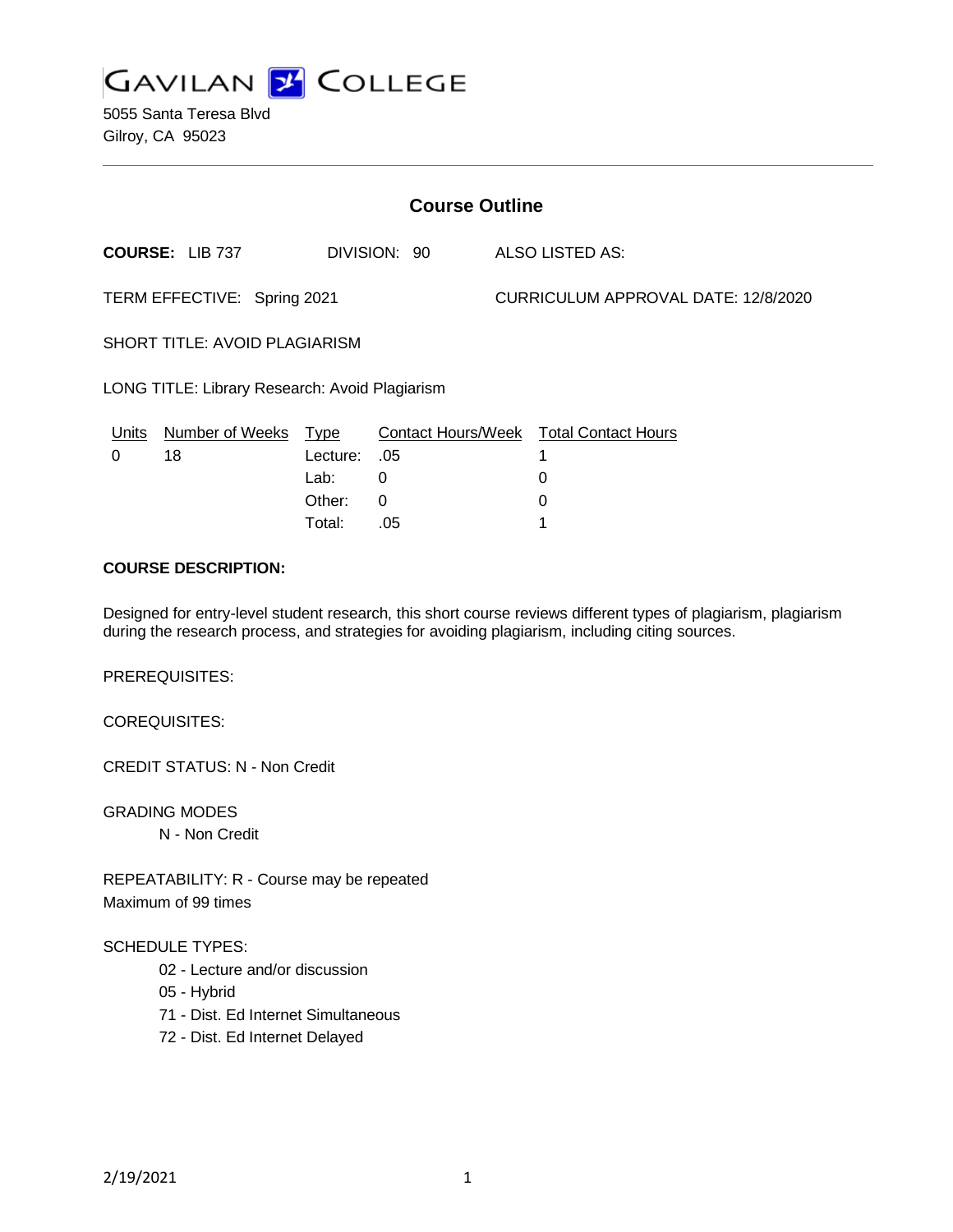GAVILAN COLLEGE

5055 Santa Teresa Blvd
Gilroy, CA 95023

## Course Outline

**COURSE:** LIB 737 DIVISION: 90 ALSO LISTED AS:

TERM EFFECTIVE: Spring 2021 CURRICULUM APPROVAL DATE: 12/8/2020

SHORT TITLE: AVOID PLAGIARISM

LONG TITLE: Library Research: Avoid Plagiarism

| Units | Number of Weeks | Type | Contact Hours/Week | Total Contact Hours |
|---|---|---|---|---|
| 0 | 18 | Lecture: | .05 | 1 |
| | | Lab: | 0 | 0 |
| | | Other: | 0 | 0 |
| | | Total: | .05 | 1 |

**COURSE DESCRIPTION:**

Designed for entry-level student research, this short course reviews different types of plagiarism, plagiarism during the research process, and strategies for avoiding plagiarism, including citing sources.

PREREQUISITES:

COREQUISITES:

CREDIT STATUS: N - Non Credit

GRADING MODES

N - Non Credit

REPEATABILITY: R - Course may be repeated
Maximum of 99 times

SCHEDULE TYPES:

02 - Lecture and/or discussion
05 - Hybrid
71 - Dist. Ed Internet Simultaneous
72 - Dist. Ed Internet Delayed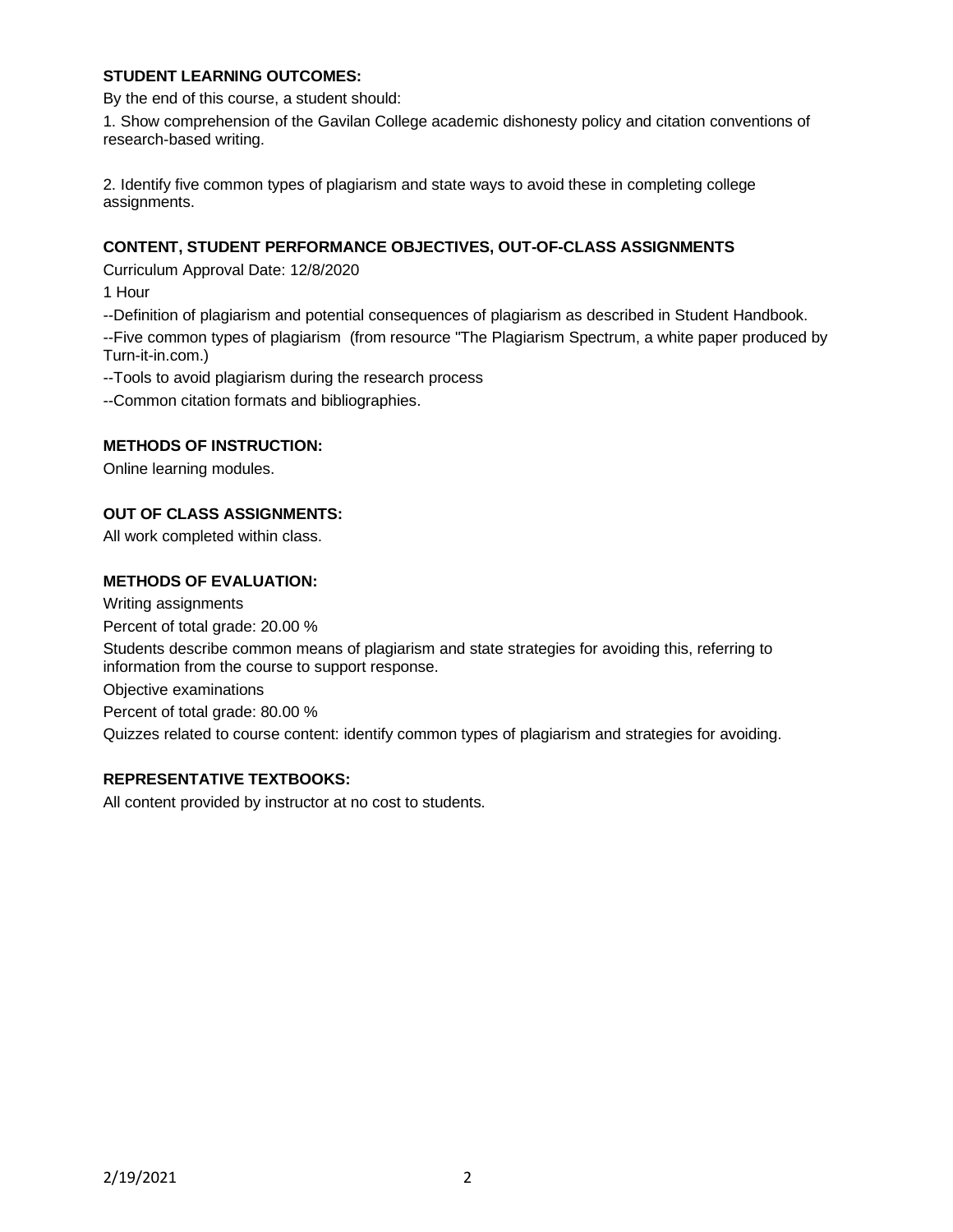## STUDENT LEARNING OUTCOMES:

By the end of this course, a student should:

1. Show comprehension of the Gavilan College academic dishonesty policy and citation conventions of research-based writing.

2. Identify five common types of plagiarism and state ways to avoid these in completing college assignments.

## CONTENT, STUDENT PERFORMANCE OBJECTIVES, OUT-OF-CLASS ASSIGNMENTS

Curriculum Approval Date: 12/8/2020

1 Hour

--Definition of plagiarism and potential consequences of plagiarism as described in Student Handbook.

--Five common types of plagiarism (from resource "The Plagiarism Spectrum, a white paper produced by Turn-it-in.com.)

--Tools to avoid plagiarism during the research process

--Common citation formats and bibliographies.

## METHODS OF INSTRUCTION:

Online learning modules.

## OUT OF CLASS ASSIGNMENTS:

All work completed within class.

## METHODS OF EVALUATION:

Writing assignments

Percent of total grade: 20.00 %

Students describe common means of plagiarism and state strategies for avoiding this, referring to information from the course to support response.

Objective examinations

Percent of total grade: 80.00 %

Quizzes related to course content: identify common types of plagiarism and strategies for avoiding.

## REPRESENTATIVE TEXTBOOKS:

All content provided by instructor at no cost to students.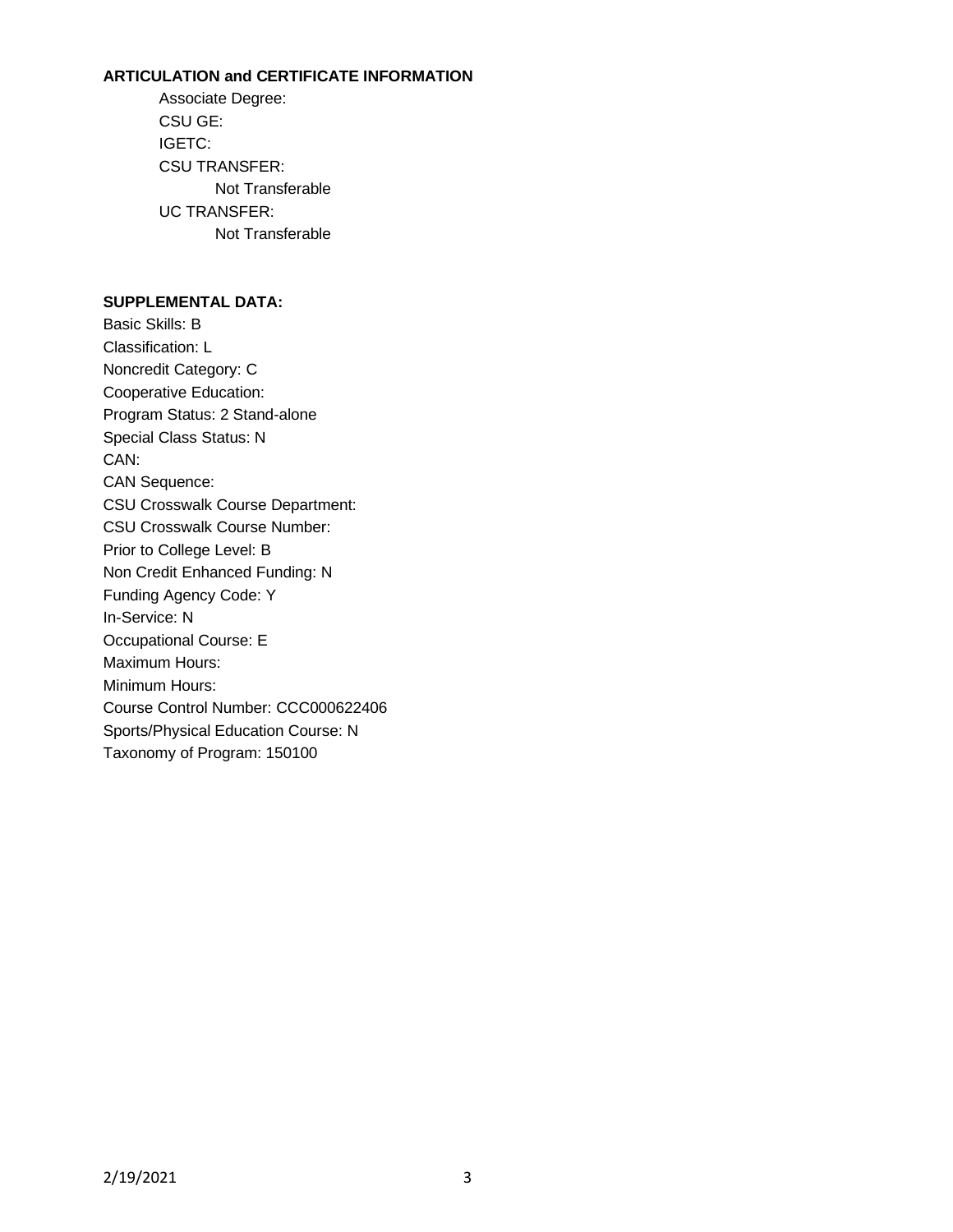**ARTICULATION and CERTIFICATE INFORMATION**

Associate Degree:
CSU GE:
IGETC:
CSU TRANSFER:
Not Transferable
UC TRANSFER:
Not Transferable

**SUPPLEMENTAL DATA:**

Basic Skills: B
Classification: L
Noncredit Category: C
Cooperative Education:
Program Status: 2 Stand-alone
Special Class Status: N
CAN:
CAN Sequence:
CSU Crosswalk Course Department:
CSU Crosswalk Course Number:
Prior to College Level: B
Non Credit Enhanced Funding: N
Funding Agency Code: Y
In-Service: N
Occupational Course: E
Maximum Hours:
Minimum Hours:
Course Control Number: CCC000622406
Sports/Physical Education Course: N
Taxonomy of Program: 150100